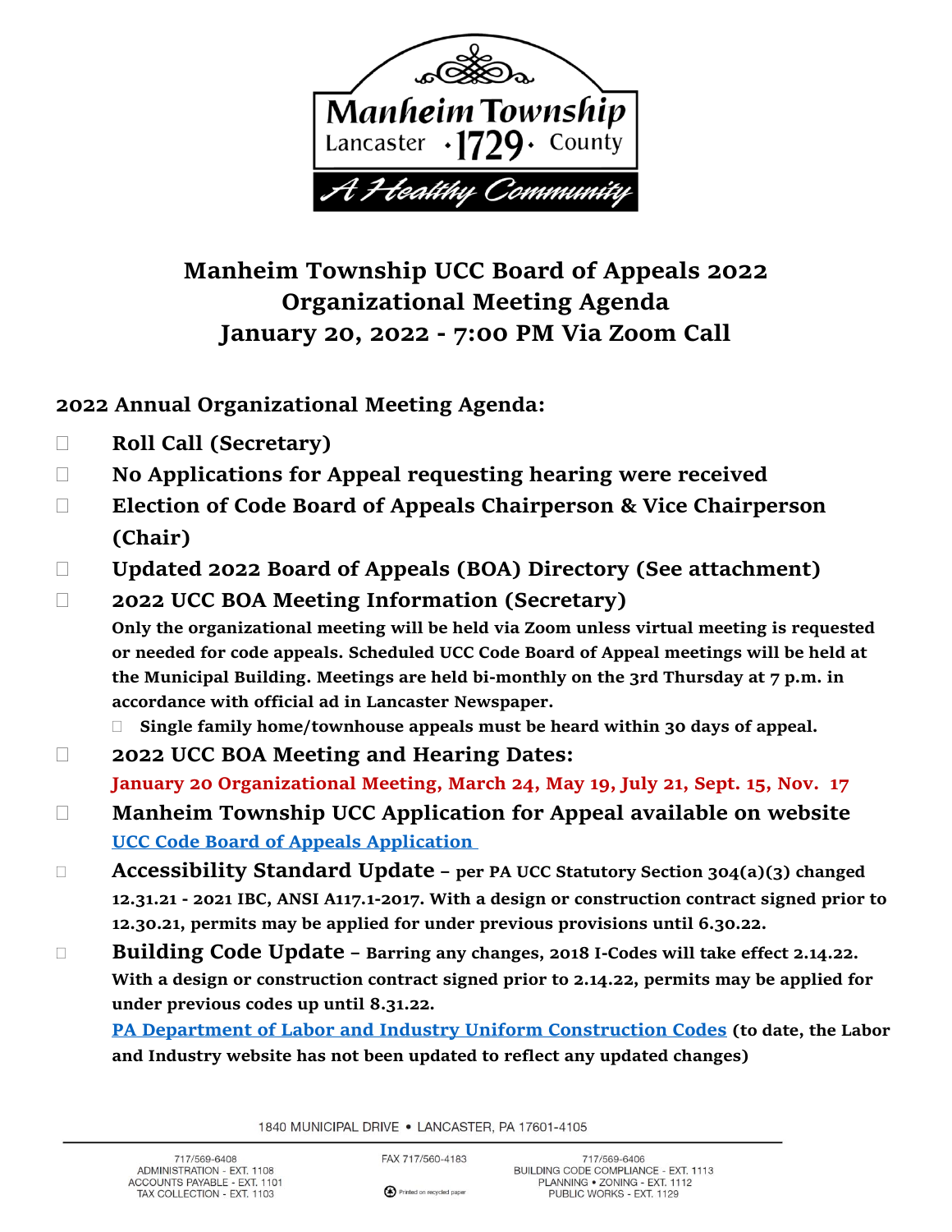Manheim Township
Lancaster · 1729 · County
A Healthy Community

# Manheim Township UCC Board of Appeals 2022 Organizational Meeting Agenda January 20, 2022 - 7:00 PM Via Zoom Call

## 2022 Annual Organizational Meeting Agenda:

- **Roll Call (Secretary)**
- **No Applications for Appeal requesting hearing were received**
- **Election of Code Board of Appeals Chairperson & Vice Chairperson (Chair)**
- **Updated 2022 Board of Appeals (BOA) Directory (See attachment)**
- **2022 UCC BOA Meeting Information (Secretary)**
  **Only the organizational meeting will be held via Zoom unless virtual meeting is requested or needed for code appeals. Scheduled UCC Code Board of Appeal meetings will be held at the Municipal Building. Meetings are held bi-monthly on the 3rd Thursday at 7 p.m. in accordance with official ad in Lancaster Newspaper.**
  - **Single family home/townhouse appeals must be heard within 30 days of appeal.**
- **2022 UCC BOA Meeting and Hearing Dates:**
  **January 20 Organizational Meeting, March 24, May 19, July 21, Sept. 15, Nov. 17**
- **Manheim Township UCC Application for Appeal available on website**
  [UCC Code Board of Appeals Application]
- **Accessibility Standard Update – per PA UCC Statutory Section 304(a)(3) changed 12.31.21 - 2021 IBC, ANSI A117.1-2017. With a design or construction contract signed prior to 12.30.21, permits may be applied for under previous provisions until 6.30.22.**
- **Building Code Update – Barring any changes, 2018 I-Codes will take effect 2.14.22. With a design or construction contract signed prior to 2.14.22, permits may be applied for under previous codes up until 8.31.22.**
  [PA Department of Labor and Industry Uniform Construction Codes] **(to date, the Labor and Industry website has not been updated to reflect any updated changes)**

1840 MUNICIPAL DRIVE • LANCASTER, PA 17601-4105

717/569-6408
ADMINISTRATION - EXT. 1108
ACCOUNTS PAYABLE - EXT. 1101
TAX COLLECTION - EXT. 1103

FAX 717/560-4183

Printed on recycled paper

717/569-6406
BUILDING CODE COMPLIANCE - EXT. 1113
PLANNING • ZONING - EXT. 1112
PUBLIC WORKS - EXT. 1129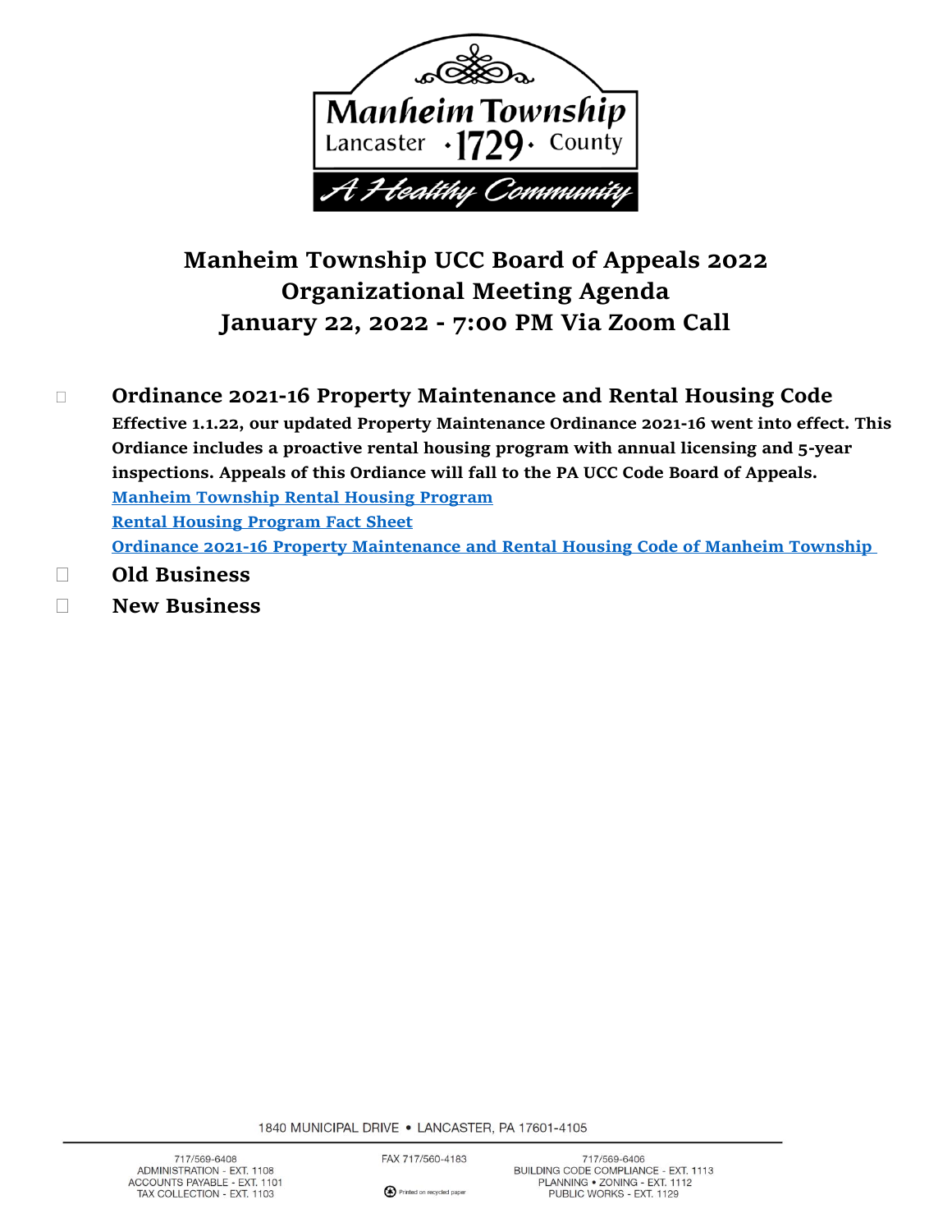Manheim Township
Lancaster • 1729 • County
A Healthy Community

# Manheim Township UCC Board of Appeals 2022 Organizational Meeting Agenda January 22, 2022 - 7:00 PM Via Zoom Call

- **Ordinance 2021-16 Property Maintenance and Rental Housing Code**
  **Effective 1.1.22, our updated Property Maintenance Ordinance 2021-16 went into effect. This Ordiance includes a proactive rental housing program with annual licensing and 5-year inspections. Appeals of this Ordiance will fall to the PA UCC Code Board of Appeals.**
  **Manheim Township Rental Housing Program**
  **Rental Housing Program Fact Sheet**
  **Ordinance 2021-16 Property Maintenance and Rental Housing Code of Manheim Township**
- **Old Business**
- **New Business**

1840 MUNICIPAL DRIVE • LANCASTER, PA 17601-4105

717/569-6408
ADMINISTRATION - EXT. 1108
ACCOUNTS PAYABLE - EXT. 1101
TAX COLLECTION - EXT. 1103

FAX 717/560-4183

Printed on recycled paper

717/569-6406
BUILDING CODE COMPLIANCE - EXT. 1113
PLANNING • ZONING - EXT. 1112
PUBLIC WORKS - EXT. 1129